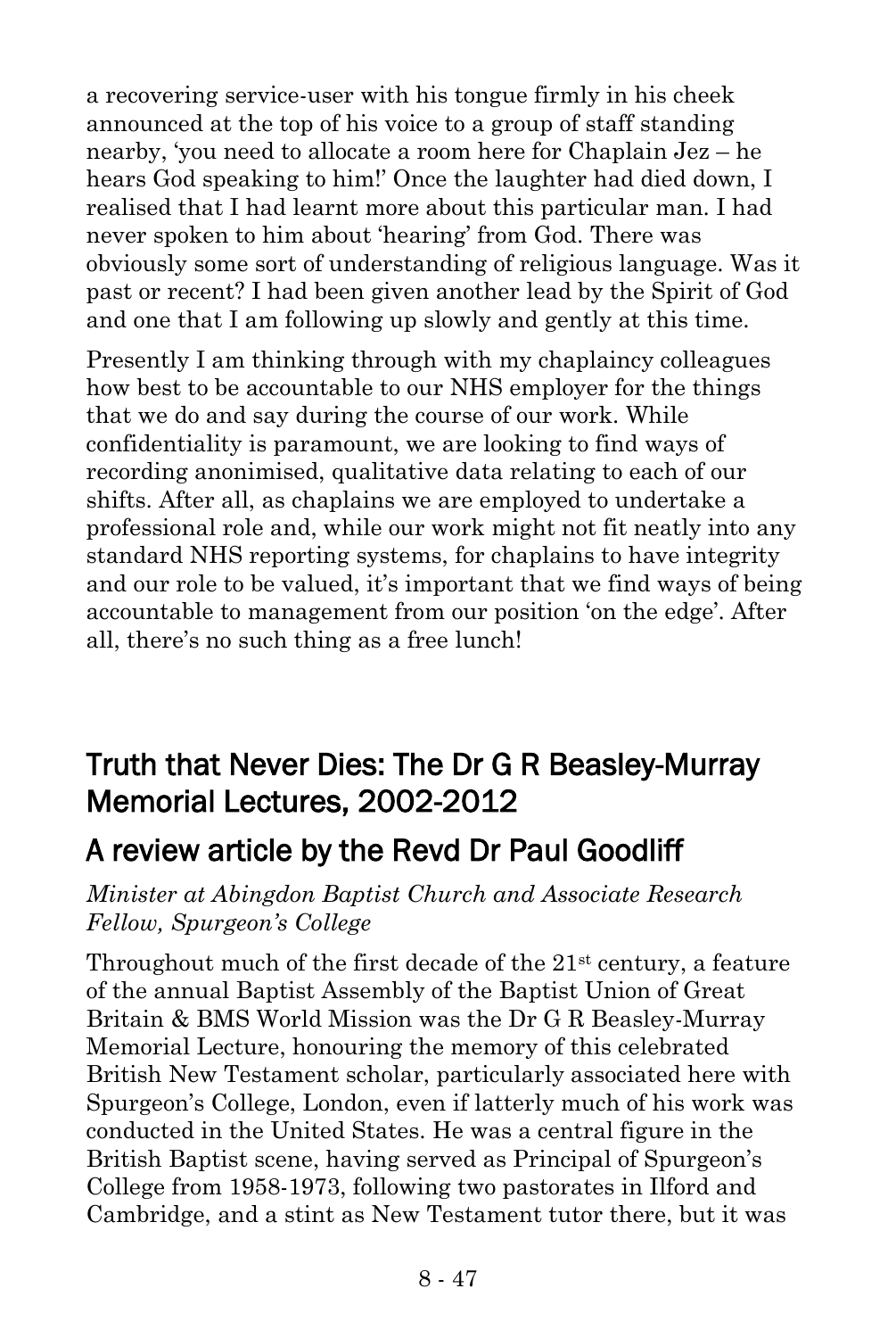a recovering service-user with his tongue firmly in his cheek announced at the top of his voice to a group of staff standing nearby, 'you need to allocate a room here for Chaplain Jez – he hears God speaking to him!' Once the laughter had died down, I realised that I had learnt more about this particular man. I had never spoken to him about 'hearing' from God. There was obviously some sort of understanding of religious language. Was it past or recent? I had been given another lead by the Spirit of God and one that I am following up slowly and gently at this time.

Presently I am thinking through with my chaplaincy colleagues how best to be accountable to our NHS employer for the things that we do and say during the course of our work. While confidentiality is paramount, we are looking to find ways of recording anonimised, qualitative data relating to each of our shifts. After all, as chaplains we are employed to undertake a professional role and, while our work might not fit neatly into any standard NHS reporting systems, for chaplains to have integrity and our role to be valued, it's important that we find ways of being accountable to management from our position 'on the edge'. After all, there's no such thing as a free lunch!

## Truth that Never Dies: The Dr G R Beasley-Murray Memorial Lectures, 2002-2012

## A review article by the Revd Dr Paul Goodliff

*Minister at Abingdon Baptist Church and Associate Research Fellow, Spurgeon's College*

Throughout much of the first decade of the 21st century, a feature of the annual Baptist Assembly of the Baptist Union of Great Britain & BMS World Mission was the Dr G R Beasley-Murray Memorial Lecture, honouring the memory of this celebrated British New Testament scholar, particularly associated here with Spurgeon's College, London, even if latterly much of his work was conducted in the United States. He was a central figure in the British Baptist scene, having served as Principal of Spurgeon's College from 1958-1973, following two pastorates in Ilford and Cambridge, and a stint as New Testament tutor there, but it was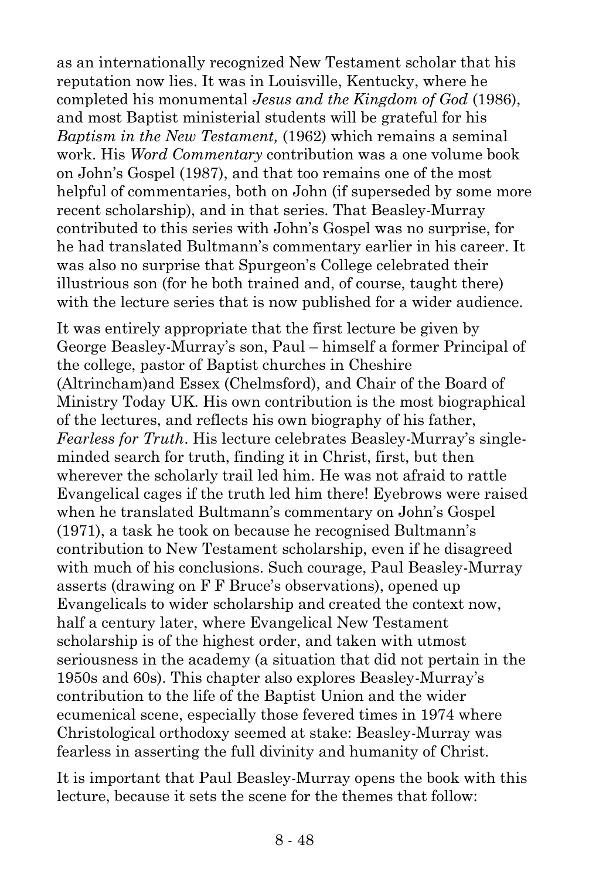as an internationally recognized New Testament scholar that his reputation now lies. It was in Louisville, Kentucky, where he completed his monumental *Jesus and the Kingdom of God* (1986), and most Baptist ministerial students will be grateful for his *Baptism in the New Testament,* (1962) which remains a seminal work. His *Word Commentary* contribution was a one volume book on John's Gospel (1987), and that too remains one of the most helpful of commentaries, both on John (if superseded by some more recent scholarship), and in that series. That Beasley-Murray contributed to this series with John's Gospel was no surprise, for he had translated Bultmann's commentary earlier in his career. It was also no surprise that Spurgeon's College celebrated their illustrious son (for he both trained and, of course, taught there) with the lecture series that is now published for a wider audience.

It was entirely appropriate that the first lecture be given by George Beasley-Murray's son, Paul – himself a former Principal of the college, pastor of Baptist churches in Cheshire (Altrincham)and Essex (Chelmsford), and Chair of the Board of Ministry Today UK. His own contribution is the most biographical of the lectures, and reflects his own biography of his father, *Fearless for Truth*. His lecture celebrates Beasley-Murray's single-minded search for truth, finding it in Christ, first, but then wherever the scholarly trail led him. He was not afraid to rattle Evangelical cages if the truth led him there! Eyebrows were raised when he translated Bultmann's commentary on John's Gospel (1971), a task he took on because he recognised Bultmann's contribution to New Testament scholarship, even if he disagreed with much of his conclusions. Such courage, Paul Beasley-Murray asserts (drawing on F F Bruce's observations), opened up Evangelicals to wider scholarship and created the context now, half a century later, where Evangelical New Testament scholarship is of the highest order, and taken with utmost seriousness in the academy (a situation that did not pertain in the 1950s and 60s). This chapter also explores Beasley-Murray's contribution to the life of the Baptist Union and the wider ecumenical scene, especially those fevered times in 1974 where Christological orthodoxy seemed at stake: Beasley-Murray was fearless in asserting the full divinity and humanity of Christ.

It is important that Paul Beasley-Murray opens the book with this lecture, because it sets the scene for the themes that follow: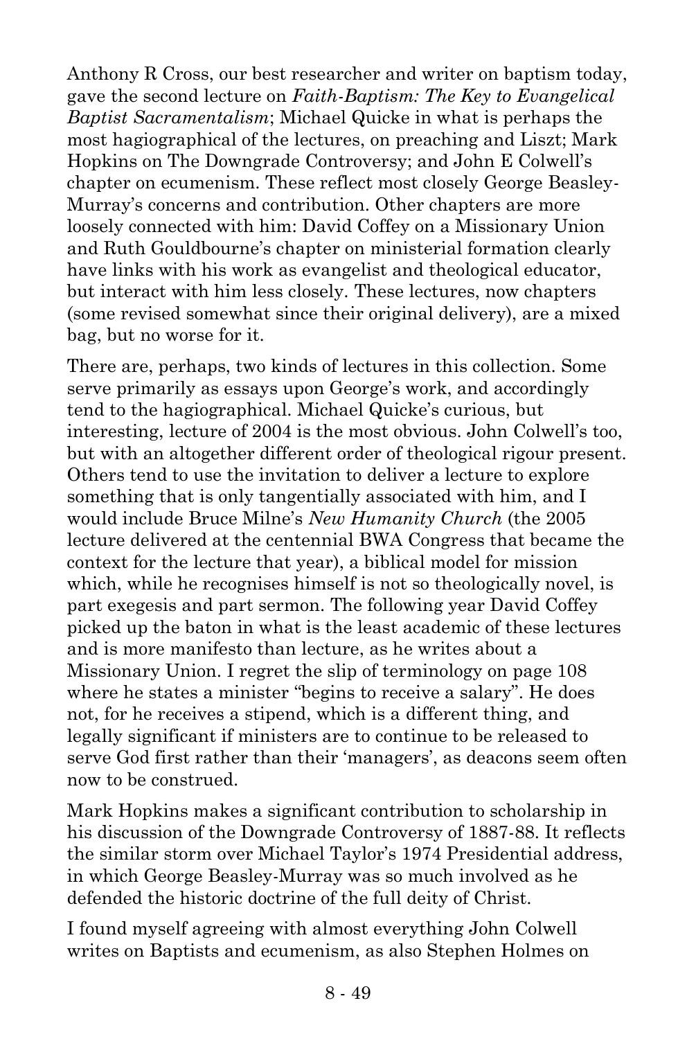Anthony R Cross, our best researcher and writer on baptism today, gave the second lecture on *Faith-Baptism: The Key to Evangelical Baptist Sacramentalism*; Michael Quicke in what is perhaps the most hagiographical of the lectures, on preaching and Liszt; Mark Hopkins on The Downgrade Controversy; and John E Colwell's chapter on ecumenism. These reflect most closely George Beasley-Murray's concerns and contribution. Other chapters are more loosely connected with him: David Coffey on a Missionary Union and Ruth Gouldbourne's chapter on ministerial formation clearly have links with his work as evangelist and theological educator, but interact with him less closely. These lectures, now chapters (some revised somewhat since their original delivery), are a mixed bag, but no worse for it.

There are, perhaps, two kinds of lectures in this collection. Some serve primarily as essays upon George's work, and accordingly tend to the hagiographical. Michael Quicke's curious, but interesting, lecture of 2004 is the most obvious. John Colwell's too, but with an altogether different order of theological rigour present. Others tend to use the invitation to deliver a lecture to explore something that is only tangentially associated with him, and I would include Bruce Milne's *New Humanity Church* (the 2005 lecture delivered at the centennial BWA Congress that became the context for the lecture that year), a biblical model for mission which, while he recognises himself is not so theologically novel, is part exegesis and part sermon. The following year David Coffey picked up the baton in what is the least academic of these lectures and is more manifesto than lecture, as he writes about a Missionary Union. I regret the slip of terminology on page 108 where he states a minister "begins to receive a salary". He does not, for he receives a stipend, which is a different thing, and legally significant if ministers are to continue to be released to serve God first rather than their 'managers', as deacons seem often now to be construed.

Mark Hopkins makes a significant contribution to scholarship in his discussion of the Downgrade Controversy of 1887-88. It reflects the similar storm over Michael Taylor's 1974 Presidential address, in which George Beasley-Murray was so much involved as he defended the historic doctrine of the full deity of Christ.

I found myself agreeing with almost everything John Colwell writes on Baptists and ecumenism, as also Stephen Holmes on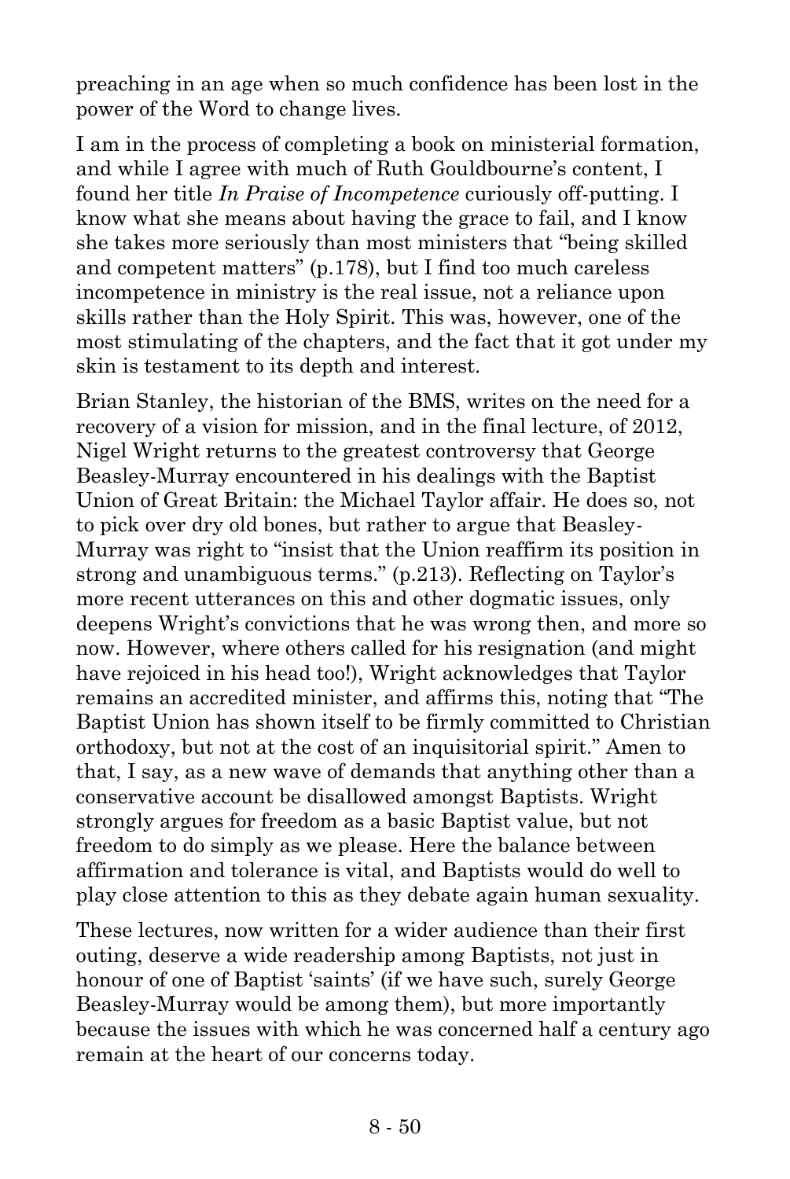preaching in an age when so much confidence has been lost in the power of the Word to change lives.

I am in the process of completing a book on ministerial formation, and while I agree with much of Ruth Gouldbourne's content, I found her title *In Praise of Incompetence* curiously off-putting. I know what she means about having the grace to fail, and I know she takes more seriously than most ministers that "being skilled and competent matters" (p.178), but I find too much careless incompetence in ministry is the real issue, not a reliance upon skills rather than the Holy Spirit. This was, however, one of the most stimulating of the chapters, and the fact that it got under my skin is testament to its depth and interest.

Brian Stanley, the historian of the BMS, writes on the need for a recovery of a vision for mission, and in the final lecture, of 2012, Nigel Wright returns to the greatest controversy that George Beasley-Murray encountered in his dealings with the Baptist Union of Great Britain: the Michael Taylor affair. He does so, not to pick over dry old bones, but rather to argue that Beasley-Murray was right to "insist that the Union reaffirm its position in strong and unambiguous terms." (p.213). Reflecting on Taylor's more recent utterances on this and other dogmatic issues, only deepens Wright's convictions that he was wrong then, and more so now. However, where others called for his resignation (and might have rejoiced in his head too!), Wright acknowledges that Taylor remains an accredited minister, and affirms this, noting that "The Baptist Union has shown itself to be firmly committed to Christian orthodoxy, but not at the cost of an inquisitorial spirit." Amen to that, I say, as a new wave of demands that anything other than a conservative account be disallowed amongst Baptists. Wright strongly argues for freedom as a basic Baptist value, but not freedom to do simply as we please. Here the balance between affirmation and tolerance is vital, and Baptists would do well to play close attention to this as they debate again human sexuality.

These lectures, now written for a wider audience than their first outing, deserve a wide readership among Baptists, not just in honour of one of Baptist 'saints' (if we have such, surely George Beasley-Murray would be among them), but more importantly because the issues with which he was concerned half a century ago remain at the heart of our concerns today.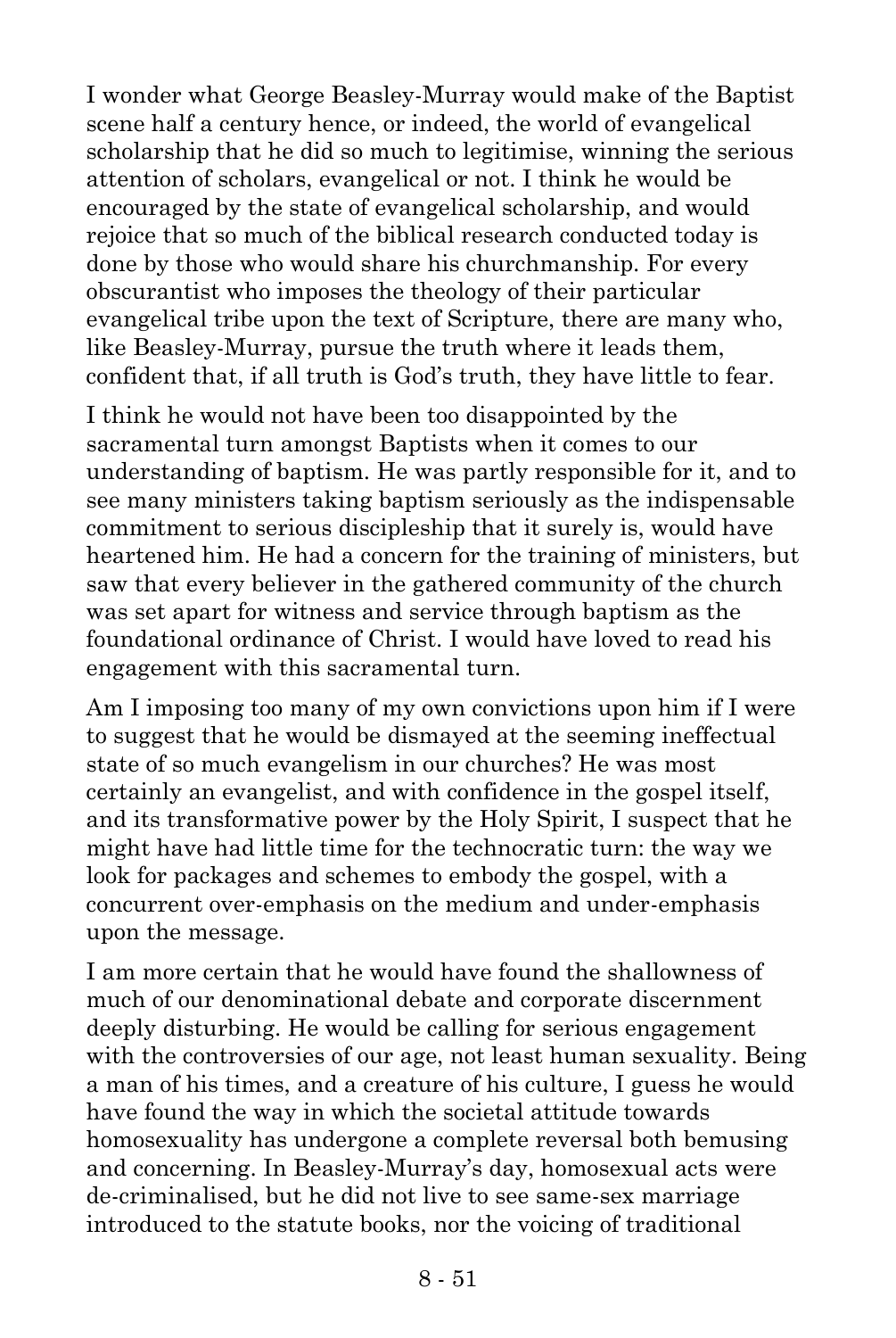I wonder what George Beasley-Murray would make of the Baptist scene half a century hence, or indeed, the world of evangelical scholarship that he did so much to legitimise, winning the serious attention of scholars, evangelical or not. I think he would be encouraged by the state of evangelical scholarship, and would rejoice that so much of the biblical research conducted today is done by those who would share his churchmanship. For every obscurantist who imposes the theology of their particular evangelical tribe upon the text of Scripture, there are many who, like Beasley-Murray, pursue the truth where it leads them, confident that, if all truth is God's truth, they have little to fear.

I think he would not have been too disappointed by the sacramental turn amongst Baptists when it comes to our understanding of baptism. He was partly responsible for it, and to see many ministers taking baptism seriously as the indispensable commitment to serious discipleship that it surely is, would have heartened him. He had a concern for the training of ministers, but saw that every believer in the gathered community of the church was set apart for witness and service through baptism as the foundational ordinance of Christ. I would have loved to read his engagement with this sacramental turn.

Am I imposing too many of my own convictions upon him if I were to suggest that he would be dismayed at the seeming ineffectual state of so much evangelism in our churches? He was most certainly an evangelist, and with confidence in the gospel itself, and its transformative power by the Holy Spirit, I suspect that he might have had little time for the technocratic turn: the way we look for packages and schemes to embody the gospel, with a concurrent over-emphasis on the medium and under-emphasis upon the message.

I am more certain that he would have found the shallowness of much of our denominational debate and corporate discernment deeply disturbing. He would be calling for serious engagement with the controversies of our age, not least human sexuality. Being a man of his times, and a creature of his culture, I guess he would have found the way in which the societal attitude towards homosexuality has undergone a complete reversal both bemusing and concerning. In Beasley-Murray's day, homosexual acts were de-criminalised, but he did not live to see same-sex marriage introduced to the statute books, nor the voicing of traditional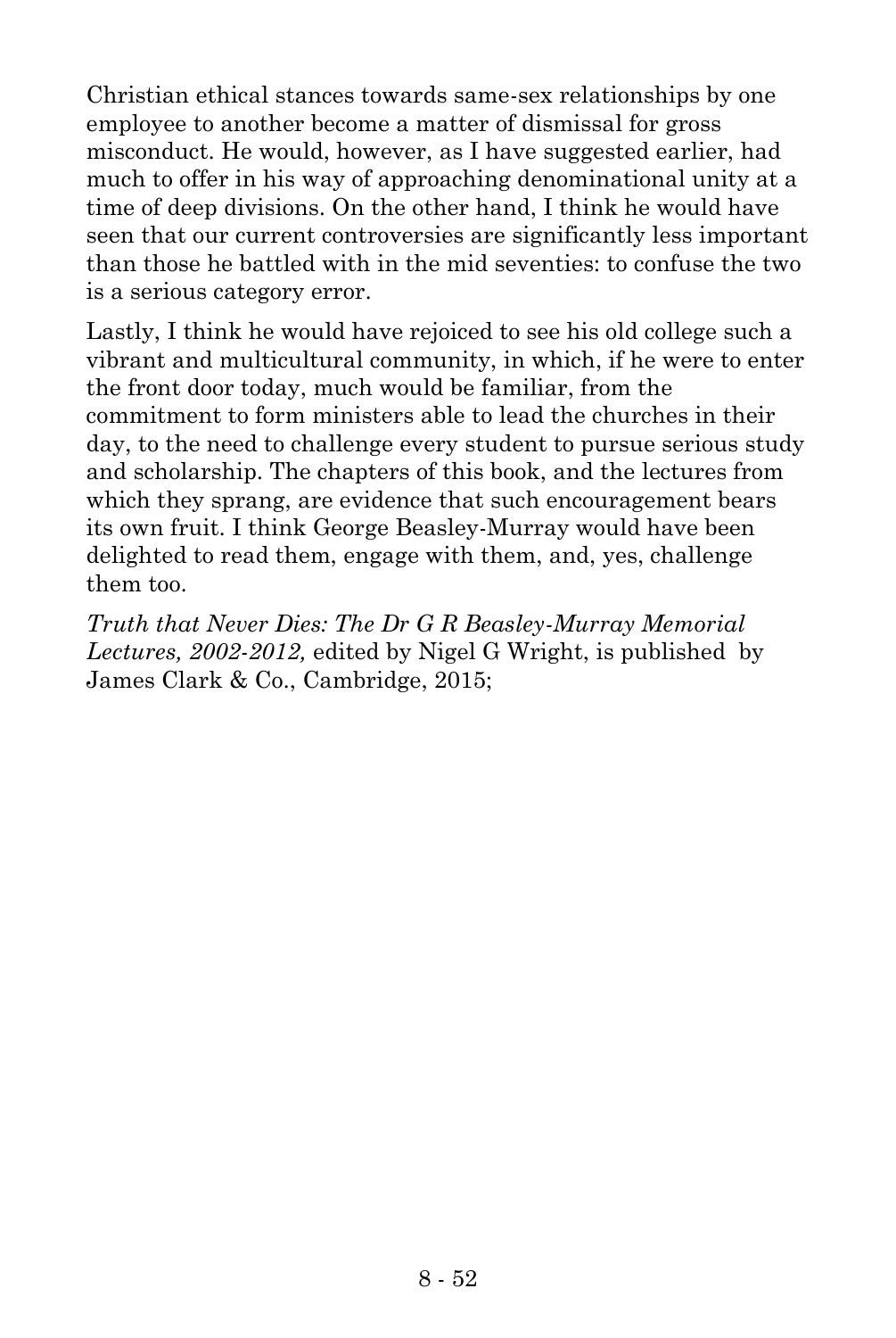Christian ethical stances towards same-sex relationships by one employee to another become a matter of dismissal for gross misconduct. He would, however, as I have suggested earlier, had much to offer in his way of approaching denominational unity at a time of deep divisions. On the other hand, I think he would have seen that our current controversies are significantly less important than those he battled with in the mid seventies: to confuse the two is a serious category error.

Lastly, I think he would have rejoiced to see his old college such a vibrant and multicultural community, in which, if he were to enter the front door today, much would be familiar, from the commitment to form ministers able to lead the churches in their day, to the need to challenge every student to pursue serious study and scholarship. The chapters of this book, and the lectures from which they sprang, are evidence that such encouragement bears its own fruit. I think George Beasley-Murray would have been delighted to read them, engage with them, and, yes, challenge them too.

*Truth that Never Dies: The Dr G R Beasley-Murray Memorial Lectures, 2002-2012,* edited by Nigel G Wright, is published by James Clark & Co., Cambridge, 2015;